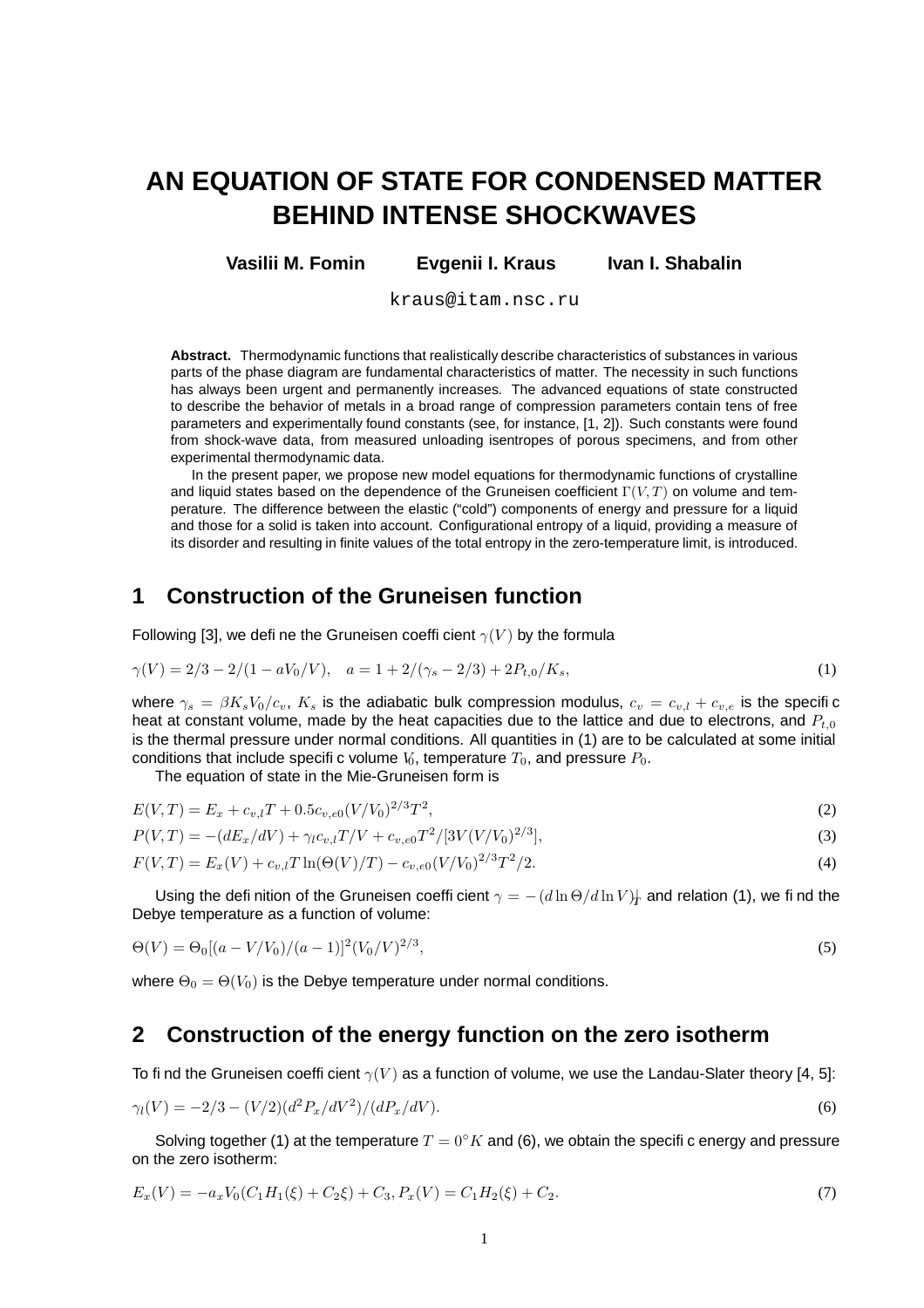# AN EQUATION OF STATE FOR CONDENSED MATTER BEHIND INTENSE SHOCKWAVES

**Vasilii M. Fomin** **Evgenii I. Kraus** **Ivan I. Shabalin**

kraus@itam.nsc.ru

**Abstract.** Thermodynamic functions that realistically describe characteristics of substances in various parts of the phase diagram are fundamental characteristics of matter. The necessity in such functions has always been urgent and permanently increases. The advanced equations of state constructed to describe the behavior of metals in a broad range of compression parameters contain tens of free parameters and experimentally found constants (see, for instance, [1, 2]). Such constants were found from shock-wave data, from measured unloading isentropes of porous specimens, and from other experimental thermodynamic data.

In the present paper, we propose new model equations for thermodynamic functions of crystalline and liquid states based on the dependence of the Gruneisen coefficient $\Gamma(V,T)$ on volume and temperature. The difference between the elastic ("cold") components of energy and pressure for a liquid and those for a solid is taken into account. Configurational entropy of a liquid, providing a measure of its disorder and resulting in finite values of the total entropy in the zero-temperature limit, is introduced.

## 1 Construction of the Gruneisen function

Following [3], we define the Gruneisen coefficient $\gamma(V)$ by the formula

$$\gamma(V) = 2/3 - 2/(1 - aV_0/V), \quad a = 1 + 2/(\gamma_s - 2/3) + 2P_{t,0}/K_s, \tag{1}$$

where $\gamma_s = \beta K_s V_0/c_v$, $K_s$ is the adiabatic bulk compression modulus, $c_v = c_{v,l} + c_{v,e}$ is the specific heat at constant volume, made by the heat capacities due to the lattice and due to electrons, and $P_{t,0}$ is the thermal pressure under normal conditions. All quantities in (1) are to be calculated at some initial conditions that include specific volume $V_0$, temperature $T_0$, and pressure $P_0$.

The equation of state in the Mie-Gruneisen form is

$$E(V,T) = E_x + c_{v,l}T + 0.5c_{v,e0}(V/V_0)^{2/3}T^2, \tag{2}$$

$$P(V,T) = -(dE_x/dV) + \gamma_l c_{v,l}T/V + c_{v,e0}T^2/[3V(V/V_0)^{2/3}], \tag{3}$$

$$F(V,T) = E_x(V) + c_{v,l}T\ln(\Theta(V)/T) - c_{v,e0}(V/V_0)^{2/3}T^2/2. \tag{4}$$

Using the definition of the Gruneisen coefficient $\gamma = -(d\ln\Theta/d\ln V)|_T$ and relation (1), we find the Debye temperature as a function of volume:

$$\Theta(V) = \Theta_0[(a - V/V_0)/(a-1)]^2(V_0/V)^{2/3}, \tag{5}$$

where $\Theta_0 = \Theta(V_0)$ is the Debye temperature under normal conditions.

## 2 Construction of the energy function on the zero isotherm

To find the Gruneisen coefficient $\gamma(V)$ as a function of volume, we use the Landau-Slater theory [4, 5]:

$$\gamma_l(V) = -2/3 - (V/2)(d^2P_x/dV^2)/(dP_x/dV). \tag{6}$$

Solving together (1) at the temperature $T = 0^\circ K$ and (6), we obtain the specific energy and pressure on the zero isotherm:

$$E_x(V) = -a_xV_0(C_1H_1(\xi) + C_2\xi) + C_3, P_x(V) = C_1H_2(\xi) + C_2. \tag{7}$$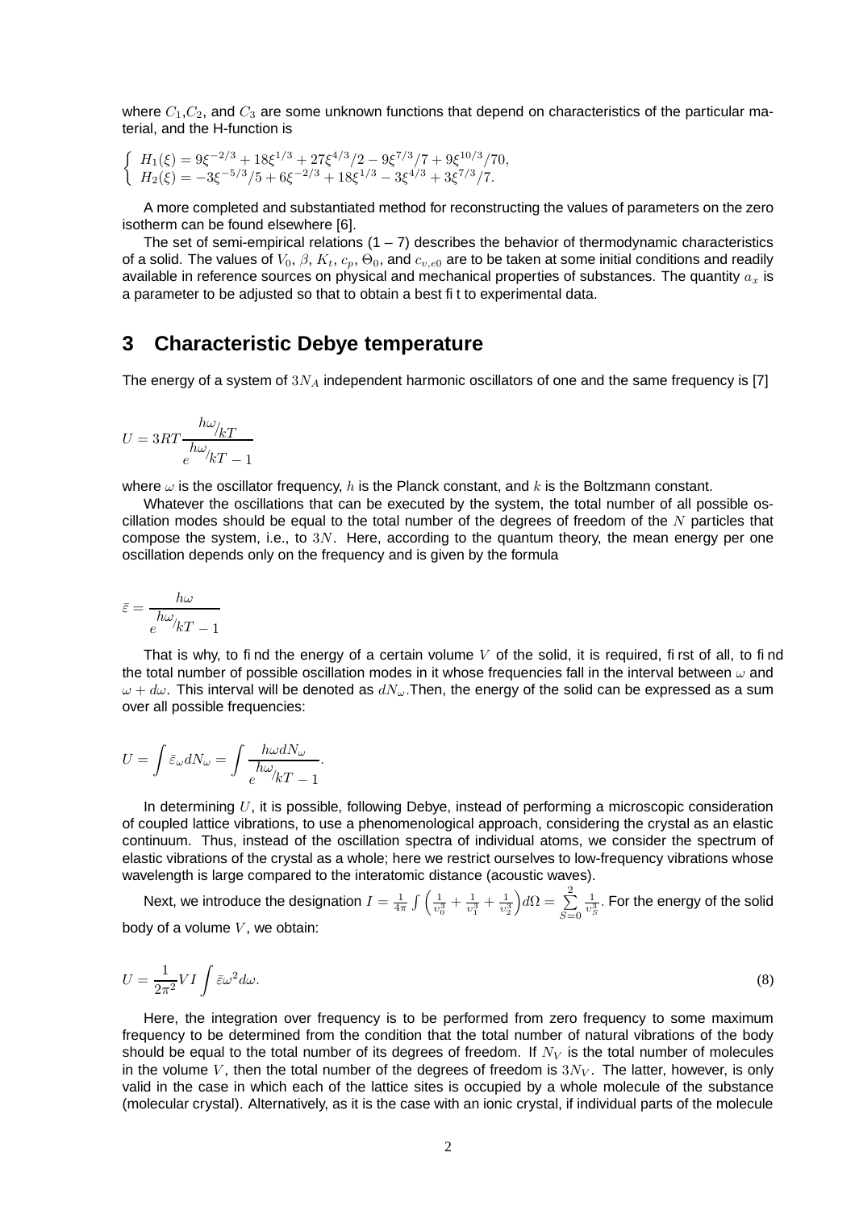where $C_1$,$C_2$, and $C_3$ are some unknown functions that depend on characteristics of the particular material, and the H-function is

$$
\begin{cases}
H_1(\xi) = 9\xi^{-2/3} + 18\xi^{1/3} + 27\xi^{4/3}/2 - 9\xi^{7/3}/7 + 9\xi^{10/3}/70, \\
H_2(\xi) = -3\xi^{-5/3}/5 + 6\xi^{-2/3} + 18\xi^{1/3} - 3\xi^{4/3} + 3\xi^{7/3}/7.
\end{cases}
$$

A more completed and substantiated method for reconstructing the values of parameters on the zero isotherm can be found elsewhere [6].

The set of semi-empirical relations (1 – 7) describes the behavior of thermodynamic characteristics of a solid. The values of $V_0$, $\beta$, $K_t$, $c_p$, $\Theta_0$, and $c_{v,e0}$ are to be taken at some initial conditions and readily available in reference sources on physical and mechanical properties of substances. The quantity $a_x$ is a parameter to be adjusted so that to obtain a best fit to experimental data.

## 3 Characteristic Debye temperature

The energy of a system of $3N_A$ independent harmonic oscillators of one and the same frequency is [7]

$$
U = 3RT \frac{h\omega/_{kT}}{e^{h\omega/_{kT}} - 1}
$$

where $\omega$ is the oscillator frequency, $h$ is the Planck constant, and $k$ is the Boltzmann constant.

Whatever the oscillations that can be executed by the system, the total number of all possible oscillation modes should be equal to the total number of the degrees of freedom of the $N$ particles that compose the system, i.e., to $3N$. Here, according to the quantum theory, the mean energy per one oscillation depends only on the frequency and is given by the formula

$$
\bar{\varepsilon} = \frac{h\omega}{e^{h\omega/_{kT}} - 1}
$$

That is why, to find the energy of a certain volume $V$ of the solid, it is required, first of all, to find the total number of possible oscillation modes in it whose frequencies fall in the interval between $\omega$ and $\omega + d\omega$. This interval will be denoted as $dN_\omega$.Then, the energy of the solid can be expressed as a sum over all possible frequencies:

$$
U = \int \bar{\varepsilon}_\omega dN_\omega = \int \frac{h\omega dN_\omega}{e^{h\omega/_{kT}} - 1}.
$$

In determining $U$, it is possible, following Debye, instead of performing a microscopic consideration of coupled lattice vibrations, to use a phenomenological approach, considering the crystal as an elastic continuum. Thus, instead of the oscillation spectra of individual atoms, we consider the spectrum of elastic vibrations of the crystal as a whole; here we restrict ourselves to low-frequency vibrations whose wavelength is large compared to the interatomic distance (acoustic waves).

Next, we introduce the designation $I = \frac{1}{4\pi} \int \left( \frac{1}{v_0^3} + \frac{1}{v_1^3} + \frac{1}{v_2^3} \right) d\Omega = \sum\limits_{S=0}^{2} \frac{1}{v_S^3}$. For the energy of the solid body of a volume $V$, we obtain:

$$
U = \frac{1}{2\pi^2} V I \int \bar{\varepsilon} \omega^2 d\omega. \tag{8}
$$

Here, the integration over frequency is to be performed from zero frequency to some maximum frequency to be determined from the condition that the total number of natural vibrations of the body should be equal to the total number of its degrees of freedom. If $N_V$ is the total number of molecules in the volume $V$, then the total number of the degrees of freedom is $3N_V$. The latter, however, is only valid in the case in which each of the lattice sites is occupied by a whole molecule of the substance (molecular crystal). Alternatively, as it is the case with an ionic crystal, if individual parts of the molecule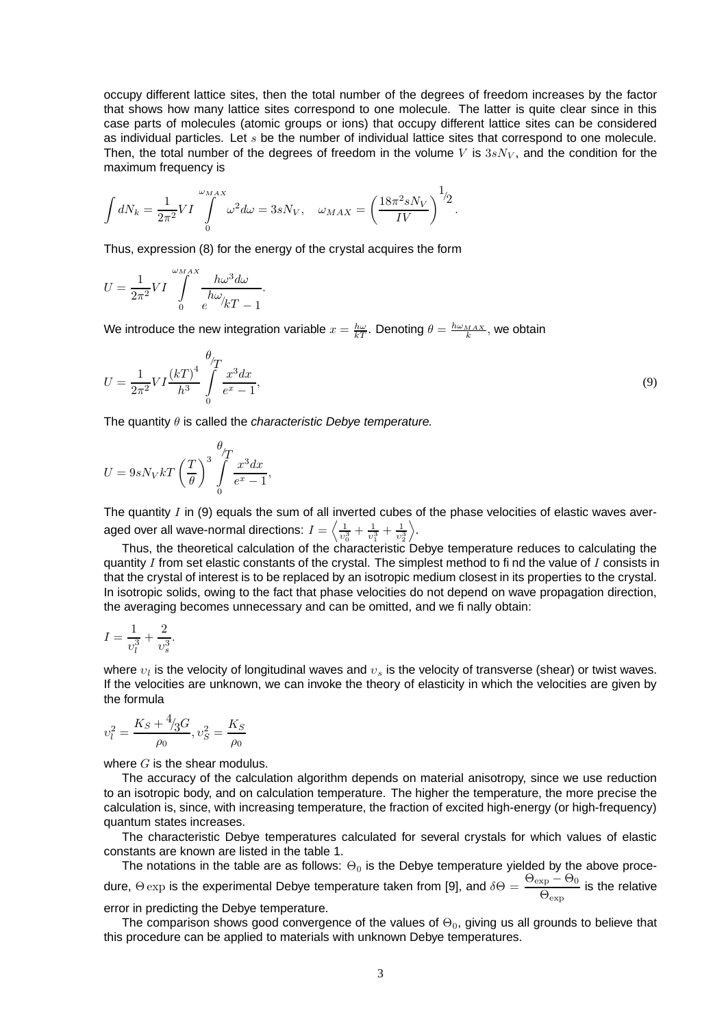occupy different lattice sites, then the total number of the degrees of freedom increases by the factor that shows how many lattice sites correspond to one molecule. The latter is quite clear since in this case parts of molecules (atomic groups or ions) that occupy different lattice sites can be considered as individual particles. Let $s$ be the number of individual lattice sites that correspond to one molecule. Then, the total number of the degrees of freedom in the volume $V$ is $3sN_V$, and the condition for the maximum frequency is

$$\int dN_k = \frac{1}{2\pi^2} VI \int\limits_0^{\omega_{MAX}} \omega^2 d\omega = 3sN_V, \quad \omega_{MAX} = \left( \frac{18\pi^2 sN_V}{IV} \right)^{1/2}.$$

Thus, expression (8) for the energy of the crystal acquires the form

$$U = \frac{1}{2\pi^2} VI \int\limits_0^{\omega_{MAX}} \frac{h\omega^3 d\omega}{e^{h\omega/kT} - 1}.$$

We introduce the new integration variable $x = \frac{h\omega}{kT}$. Denoting $\theta = \frac{h\omega_{MAX}}{k}$, we obtain

$$U = \frac{1}{2\pi^2} VI \frac{(kT)^4}{h^3} \int\limits_0^{\theta/T} \frac{x^3 dx}{e^x - 1}, \tag{9}$$

The quantity $\theta$ is called the *characteristic Debye temperature.*

$$U = 9sN_V kT \left( \frac{T}{\theta} \right)^3 \int\limits_0^{\theta/T} \frac{x^3 dx}{e^x - 1},$$

The quantity $I$ in (9) equals the sum of all inverted cubes of the phase velocities of elastic waves averaged over all wave-normal directions: $I = \left\langle \frac{1}{\upsilon_0^3} + \frac{1}{\upsilon_1^3} + \frac{1}{\upsilon_2^3} \right\rangle$.

Thus, the theoretical calculation of the characteristic Debye temperature reduces to calculating the quantity $I$ from set elastic constants of the crystal. The simplest method to fi nd the value of $I$ consists in that the crystal of interest is to be replaced by an isotropic medium closest in its properties to the crystal. In isotropic solids, owing to the fact that phase velocities do not depend on wave propagation direction, the averaging becomes unnecessary and can be omitted, and we fi nally obtain:

$$I = \frac{1}{\upsilon_l^3} + \frac{2}{\upsilon_s^3}.$$

where $\upsilon_l$ is the velocity of longitudinal waves and $\upsilon_s$ is the velocity of transverse (shear) or twist waves. If the velocities are unknown, we can invoke the theory of elasticity in which the velocities are given by the formula

$$\upsilon_l^2 = \frac{K_S + 4/3 G}{\rho_0}, \upsilon_S^2 = \frac{K_S}{\rho_0}$$

where $G$ is the shear modulus.

The accuracy of the calculation algorithm depends on material anisotropy, since we use reduction to an isotropic body, and on calculation temperature. The higher the temperature, the more precise the calculation is, since, with increasing temperature, the fraction of excited high-energy (or high-frequency) quantum states increases.

The characteristic Debye temperatures calculated for several crystals for which values of elastic constants are known are listed in the table 1.

The notations in the table are as follows: $\Theta_0$ is the Debye temperature yielded by the above procedure, $\Theta \exp$ is the experimental Debye temperature taken from [9], and $\delta\Theta = \dfrac{\Theta_{\exp} - \Theta_0}{\Theta_{\exp}}$ is the relative error in predicting the Debye temperature.

The comparison shows good convergence of the values of $\Theta_0$, giving us all grounds to believe that this procedure can be applied to materials with unknown Debye temperatures.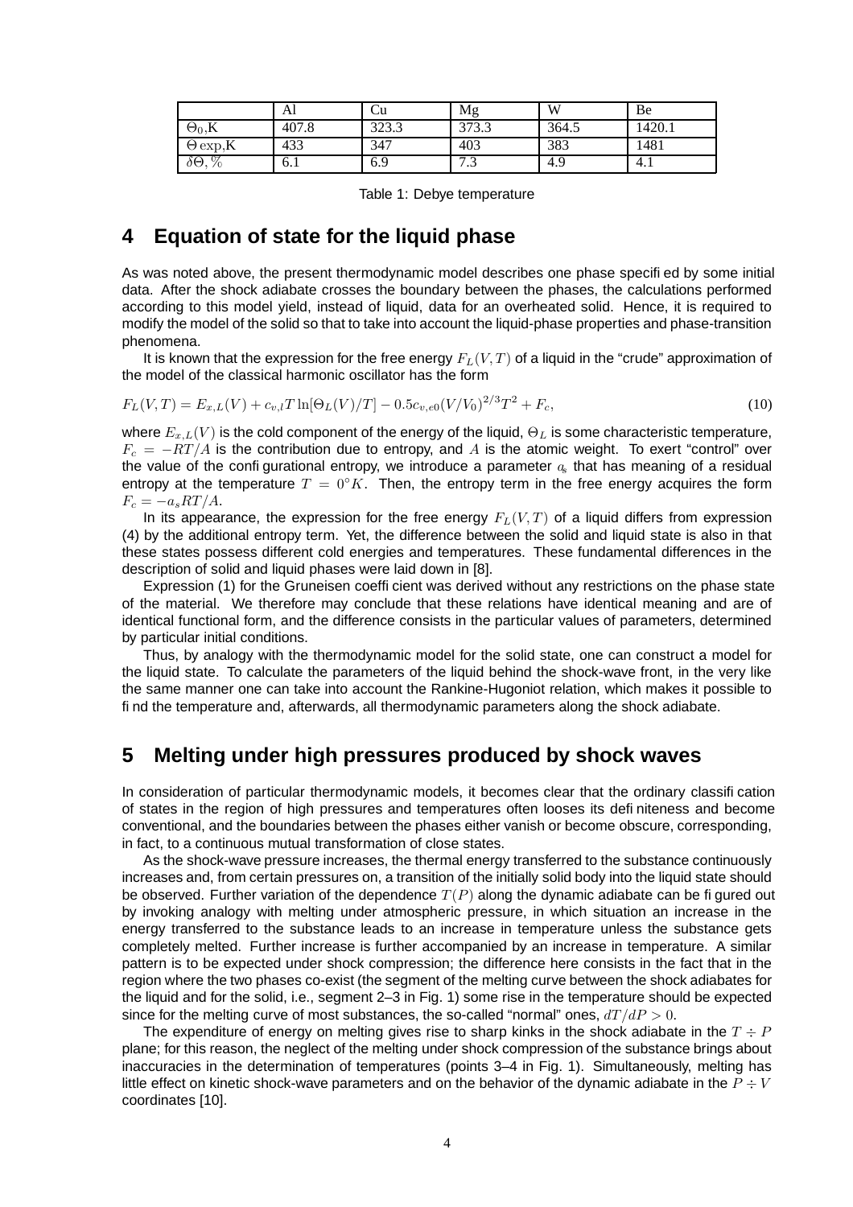| | Al | Cu | Mg | W | Be |
|---|---|---|---|---|---|
| $\Theta_0$,K | 407.8 | 323.3 | 373.3 | 364.5 | 1420.1 |
| $\Theta\,\exp$,K | 433 | 347 | 403 | 383 | 1481 |
| $\delta\Theta, \%$ | 6.1 | 6.9 | 7.3 | 4.9 | 4.1 |

Table 1: Debye temperature

## 4 Equation of state for the liquid phase

As was noted above, the present thermodynamic model describes one phase specified by some initial data. After the shock adiabate crosses the boundary between the phases, the calculations performed according to this model yield, instead of liquid, data for an overheated solid. Hence, it is required to modify the model of the solid so that to take into account the liquid-phase properties and phase-transition phenomena.

It is known that the expression for the free energy $F_L(V,T)$ of a liquid in the "crude" approximation of the model of the classical harmonic oscillator has the form

$$F_L(V,T) = E_{x,L}(V) + c_{v,l}T\ln[\Theta_L(V)/T] - 0.5c_{v,e0}(V/V_0)^{2/3}T^2 + F_c, \tag{10}$$

where $E_{x,L}(V)$ is the cold component of the energy of the liquid, $\Theta_L$ is some characteristic temperature, $F_c = -RT/A$ is the contribution due to entropy, and $A$ is the atomic weight. To exert "control" over the value of the configurational entropy, we introduce a parameter $a_s$ that has meaning of a residual entropy at the temperature $T = 0^\circ K$. Then, the entropy term in the free energy acquires the form $F_c = -a_sRT/A$.

In its appearance, the expression for the free energy $F_L(V,T)$ of a liquid differs from expression (4) by the additional entropy term. Yet, the difference between the solid and liquid state is also in that these states possess different cold energies and temperatures. These fundamental differences in the description of solid and liquid phases were laid down in [8].

Expression (1) for the Gruneisen coefficient was derived without any restrictions on the phase state of the material. We therefore may conclude that these relations have identical meaning and are of identical functional form, and the difference consists in the particular values of parameters, determined by particular initial conditions.

Thus, by analogy with the thermodynamic model for the solid state, one can construct a model for the liquid state. To calculate the parameters of the liquid behind the shock-wave front, in the very like the same manner one can take into account the Rankine-Hugoniot relation, which makes it possible to find the temperature and, afterwards, all thermodynamic parameters along the shock adiabate.

## 5 Melting under high pressures produced by shock waves

In consideration of particular thermodynamic models, it becomes clear that the ordinary classification of states in the region of high pressures and temperatures often looses its definiteness and become conventional, and the boundaries between the phases either vanish or become obscure, corresponding, in fact, to a continuous mutual transformation of close states.

As the shock-wave pressure increases, the thermal energy transferred to the substance continuously increases and, from certain pressures on, a transition of the initially solid body into the liquid state should be observed. Further variation of the dependence $T(P)$ along the dynamic adiabate can be figured out by invoking analogy with melting under atmospheric pressure, in which situation an increase in the energy transferred to the substance leads to an increase in temperature unless the substance gets completely melted. Further increase is further accompanied by an increase in temperature. A similar pattern is to be expected under shock compression; the difference here consists in the fact that in the region where the two phases co-exist (the segment of the melting curve between the shock adiabates for the liquid and for the solid, i.e., segment 2–3 in Fig. 1) some rise in the temperature should be expected since for the melting curve of most substances, the so-called "normal" ones, $dT/dP > 0$.

The expenditure of energy on melting gives rise to sharp kinks in the shock adiabate in the $T \div P$ plane; for this reason, the neglect of the melting under shock compression of the substance brings about inaccuracies in the determination of temperatures (points 3–4 in Fig. 1). Simultaneously, melting has little effect on kinetic shock-wave parameters and on the behavior of the dynamic adiabate in the $P \div V$ coordinates [10].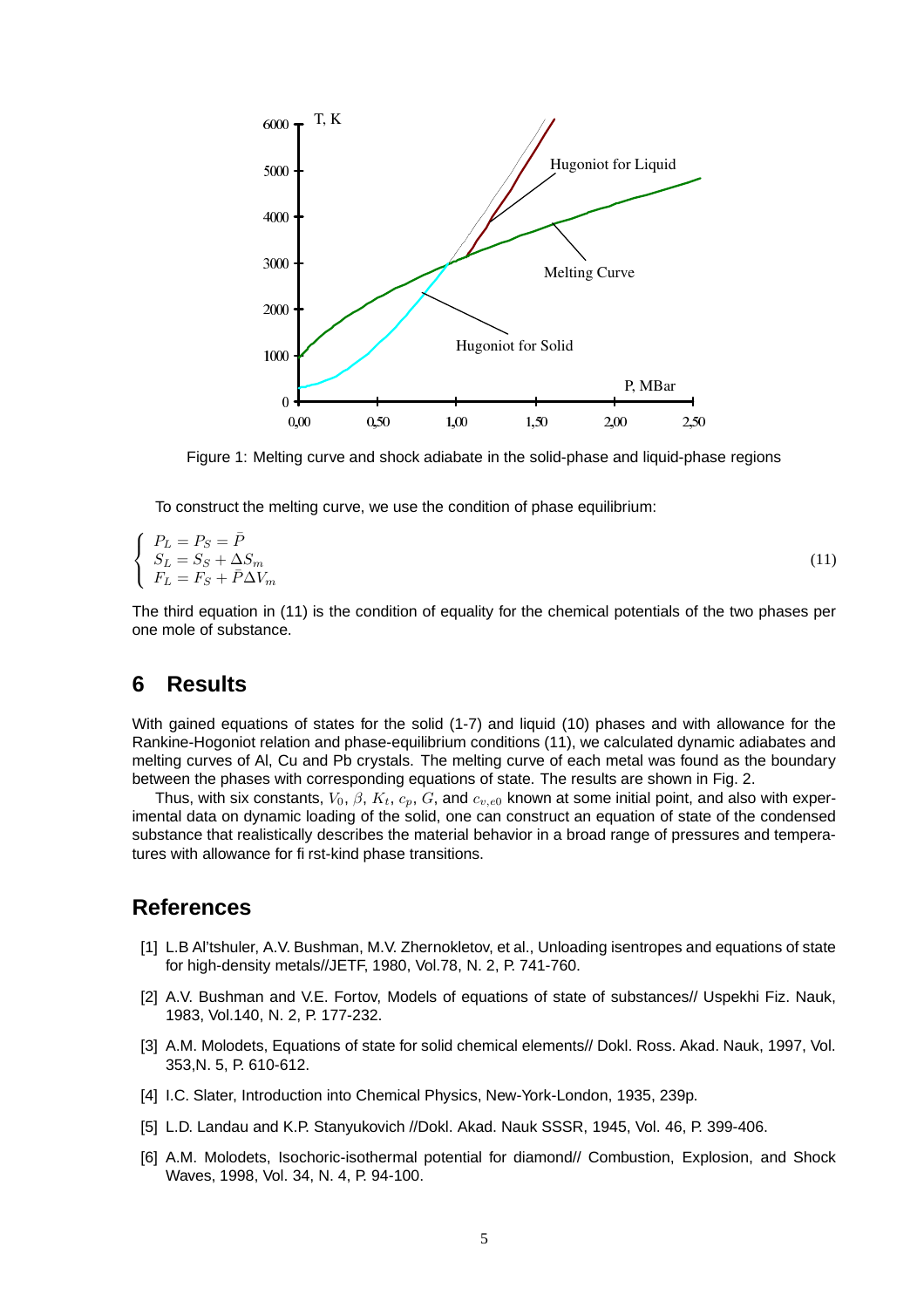Figure 1: Melting curve and shock adiabate in the solid-phase and liquid-phase regions

To construct the melting curve, we use the condition of phase equilibrium:

$$\begin{cases} P_L = P_S = \bar{P} \\ S_L = S_S + \Delta S_m \\ F_L = F_S + \bar{P}\Delta V_m \end{cases} \tag{11}$$

The third equation in (11) is the condition of equality for the chemical potentials of the two phases per one mole of substance.

## 6 Results

With gained equations of states for the solid (1-7) and liquid (10) phases and with allowance for the Rankine-Hogoniot relation and phase-equilibrium conditions (11), we calculated dynamic adiabates and melting curves of Al, Cu and Pb crystals. The melting curve of each metal was found as the boundary between the phases with corresponding equations of state. The results are shown in Fig. 2.

Thus, with six constants, $V_0$, $\beta$, $K_t$, $c_p$, $G$, and $c_{v,e0}$ known at some initial point, and also with experimental data on dynamic loading of the solid, one can construct an equation of state of the condensed substance that realistically describes the material behavior in a broad range of pressures and temperatures with allowance for first-kind phase transitions.

## References

[1] L.B Al'tshuler, A.V. Bushman, M.V. Zhernokletov, et al., Unloading isentropes and equations of state for high-density metals//JETF, 1980, Vol.78, N. 2, P. 741-760.

[2] A.V. Bushman and V.E. Fortov, Models of equations of state of substances// Uspekhi Fiz. Nauk, 1983, Vol.140, N. 2, P. 177-232.

[3] A.M. Molodets, Equations of state for solid chemical elements// Dokl. Ross. Akad. Nauk, 1997, Vol. 353,N. 5, P. 610-612.

[4] I.C. Slater, Introduction into Chemical Physics, New-York-London, 1935, 239p.

[5] L.D. Landau and K.P. Stanyukovich //Dokl. Akad. Nauk SSSR, 1945, Vol. 46, P. 399-406.

[6] A.M. Molodets, Isochoric-isothermal potential for diamond// Combustion, Explosion, and Shock Waves, 1998, Vol. 34, N. 4, P. 94-100.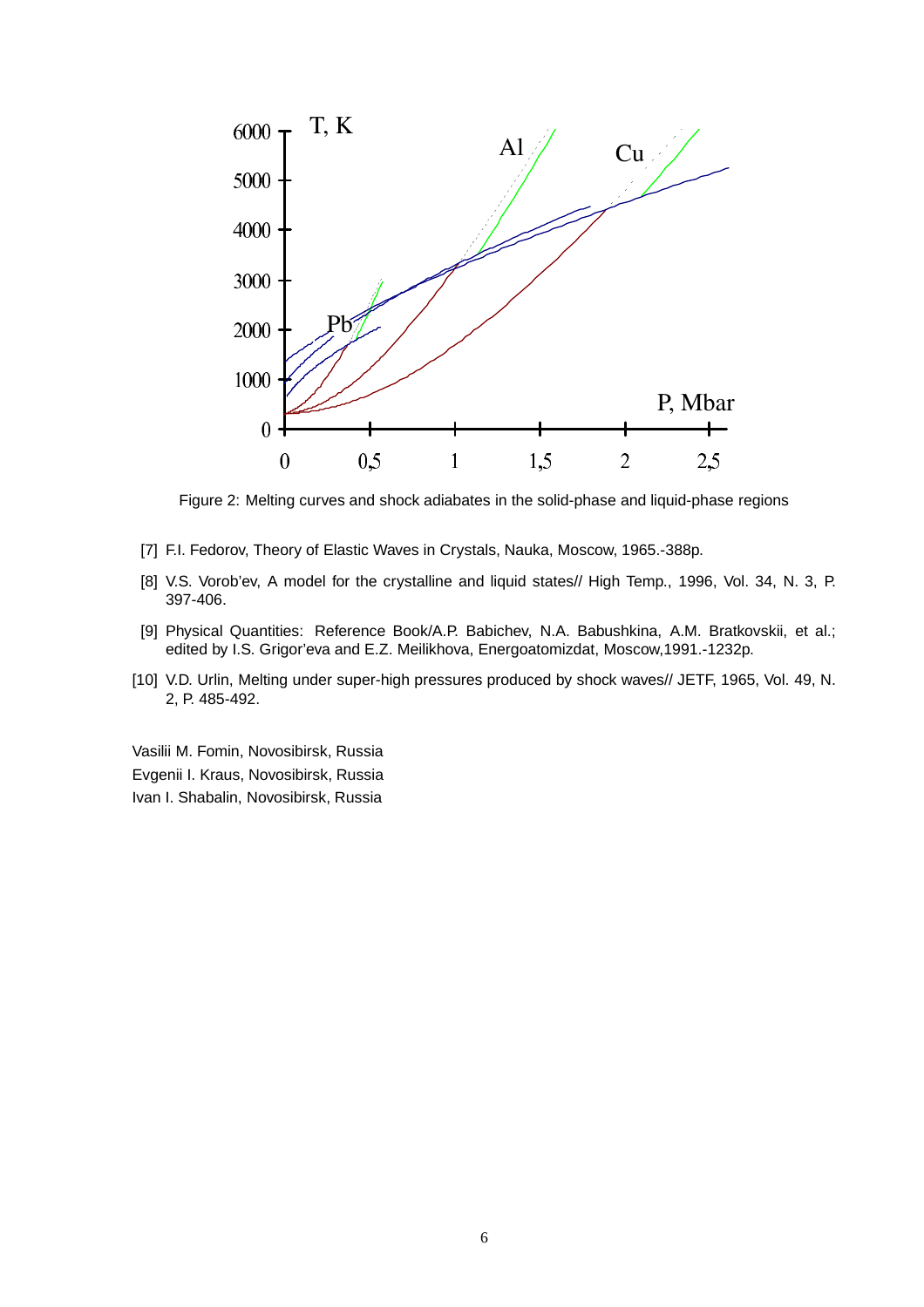T, K

6000
5000
4000
3000
2000
1000
0

Al
Cu
Pb

P, Mbar

0
0,5
1
1,5
2
2,5

Figure 2: Melting curves and shock adiabates in the solid-phase and liquid-phase regions

[7] F.I. Fedorov, Theory of Elastic Waves in Crystals, Nauka, Moscow, 1965.-388p.

[8] V.S. Vorob'ev, A model for the crystalline and liquid states// High Temp., 1996, Vol. 34, N. 3, P. 397-406.

[9] Physical Quantities: Reference Book/A.P. Babichev, N.A. Babushkina, A.M. Bratkovskii, et al.; edited by I.S. Grigor'eva and E.Z. Meilikhova, Energoatomizdat, Moscow,1991.-1232p.

[10] V.D. Urlin, Melting under super-high pressures produced by shock waves// JETF, 1965, Vol. 49, N. 2, P. 485-492.

Vasilii M. Fomin, Novosibirsk, Russia
Evgenii I. Kraus, Novosibirsk, Russia
Ivan I. Shabalin, Novosibirsk, Russia